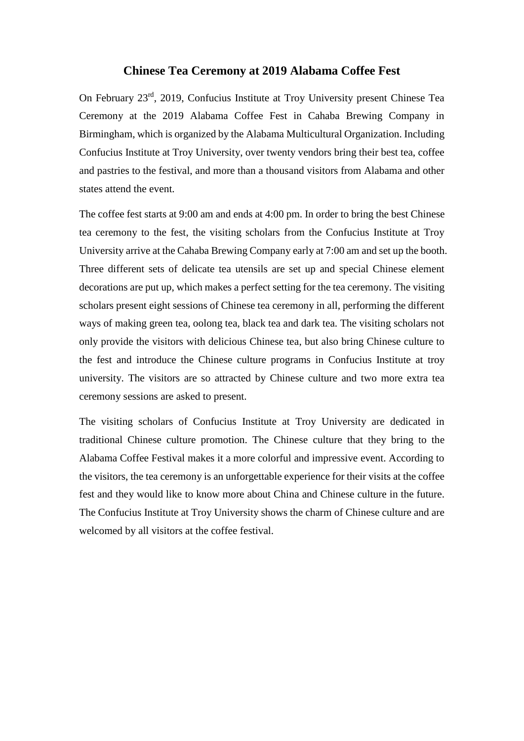# Chinese Tea Ceremony at 2019 Alabama Coffee Fest

On February 23rd, 2019, Confucius Institute at Troy University present Chinese Tea Ceremony at the 2019 Alabama Coffee Fest in Cahaba Brewing Company in Birmingham, which is organized by the Alabama Multicultural Organization. Including Confucius Institute at Troy University, over twenty vendors bring their best tea, coffee and pastries to the festival, and more than a thousand visitors from Alabama and other states attend the event.

The coffee fest starts at 9:00 am and ends at 4:00 pm. In order to bring the best Chinese tea ceremony to the fest, the visiting scholars from the Confucius Institute at Troy University arrive at the Cahaba Brewing Company early at 7:00 am and set up the booth. Three different sets of delicate tea utensils are set up and special Chinese element decorations are put up, which makes a perfect setting for the tea ceremony. The visiting scholars present eight sessions of Chinese tea ceremony in all, performing the different ways of making green tea, oolong tea, black tea and dark tea. The visiting scholars not only provide the visitors with delicious Chinese tea, but also bring Chinese culture to the fest and introduce the Chinese culture programs in Confucius Institute at troy university. The visitors are so attracted by Chinese culture and two more extra tea ceremony sessions are asked to present.

The visiting scholars of Confucius Institute at Troy University are dedicated in traditional Chinese culture promotion. The Chinese culture that they bring to the Alabama Coffee Festival makes it a more colorful and impressive event. According to the visitors, the tea ceremony is an unforgettable experience for their visits at the coffee fest and they would like to know more about China and Chinese culture in the future. The Confucius Institute at Troy University shows the charm of Chinese culture and are welcomed by all visitors at the coffee festival.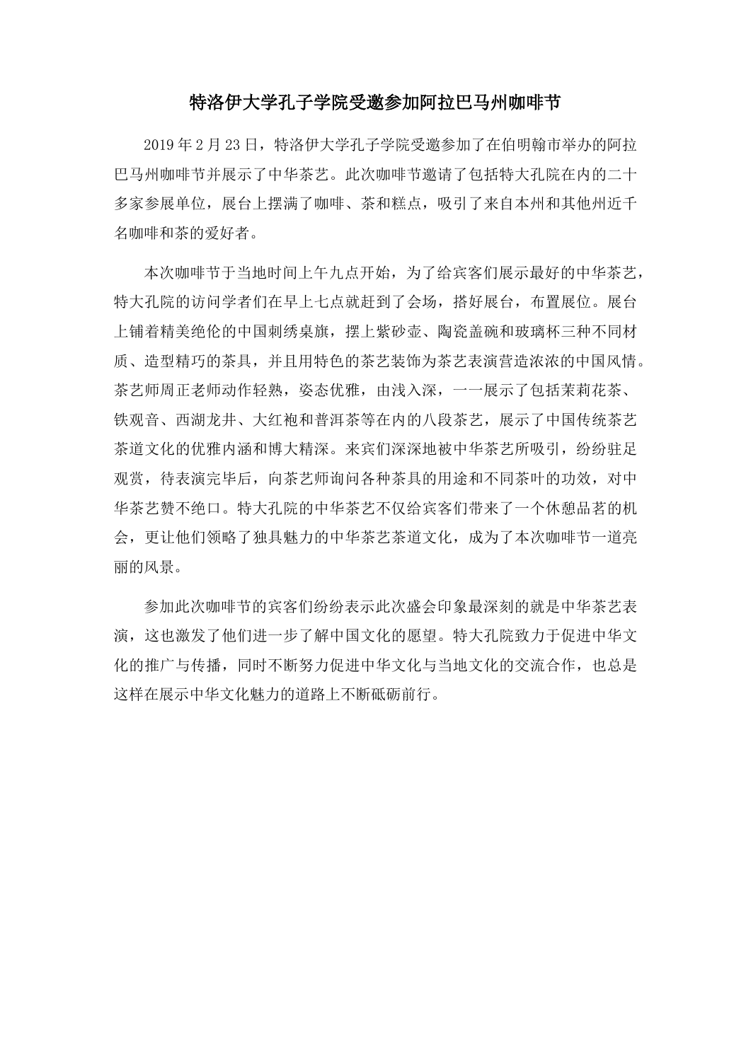# 特洛伊大学孔子学院受邀参加阿拉巴马州咖啡节

2019 年 2 月 23 日，特洛伊大学孔子学院受邀参加了在伯明翰市举办的阿拉巴马州咖啡节并展示了中华茶艺。此次咖啡节邀请了包括特大孔院在内的二十多家参展单位，展台上摆满了咖啡、茶和糕点，吸引了来自本州和其他州近千名咖啡和茶的爱好者。

本次咖啡节于当地时间上午九点开始，为了给宾客们展示最好的中华茶艺，特大孔院的访问学者们在早上七点就赶到了会场，搭好展台，布置展位。展台上铺着精美绝伦的中国刺绣桌旗，摆上紫砂壶、陶瓷盖碗和玻璃杯三种不同材质、造型精巧的茶具，并且用特色的茶艺装饰为茶艺表演营造浓浓的中国风情。茶艺师周正老师动作轻熟，姿态优雅，由浅入深，一一展示了包括茉莉花茶、铁观音、西湖龙井、大红袍和普洱茶等在内的八段茶艺，展示了中国传统茶艺茶道文化的优雅内涵和博大精深。来宾们深深地被中华茶艺所吸引，纷纷驻足观赏，待表演完毕后，向茶艺师询问各种茶具的用途和不同茶叶的功效，对中华茶艺赞不绝口。特大孔院的中华茶艺不仅给宾客们带来了一个休憩品茗的机会，更让他们领略了独具魅力的中华茶艺茶道文化，成为了本次咖啡节一道亮丽的风景。

参加此次咖啡节的宾客们纷纷表示此次盛会印象最深刻的就是中华茶艺表演，这也激发了他们进一步了解中国文化的愿望。特大孔院致力于促进中华文化的推广与传播，同时不断努力促进中华文化与当地文化的交流合作，也总是这样在展示中华文化魅力的道路上不断砥砺前行。